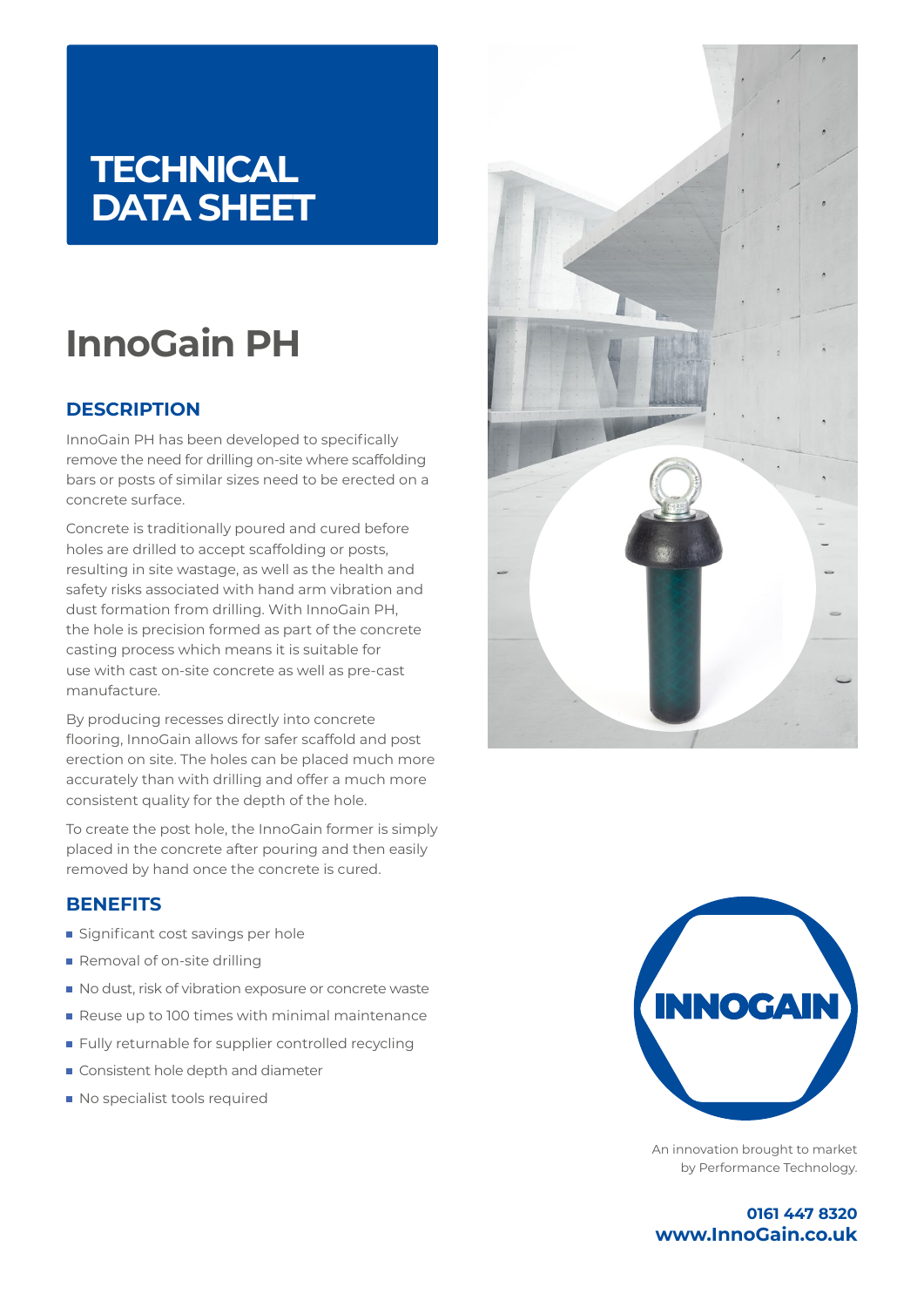# TECHNICAL DATA SHEET

# InnoGain PH

## DESCRIPTION

InnoGain PH has been developed to specifically remove the need for drilling on-site where scaffolding bars or posts of similar sizes need to be erected on a concrete surface.

Concrete is traditionally poured and cured before holes are drilled to accept scaffolding or posts, resulting in site wastage, as well as the health and safety risks associated with hand arm vibration and dust formation from drilling. With InnoGain PH, the hole is precision formed as part of the concrete casting process which means it is suitable for use with cast on-site concrete as well as pre-cast manufacture.

By producing recesses directly into concrete flooring, InnoGain allows for safer scaffold and post erection on site. The holes can be placed much more accurately than with drilling and offer a much more consistent quality for the depth of the hole.

To create the post hole, the InnoGain former is simply placed in the concrete after pouring and then easily removed by hand once the concrete is cured.

## BENEFITS

- Significant cost savings per hole
- Removal of on-site drilling
- No dust, risk of vibration exposure or concrete waste
- Reuse up to 100 times with minimal maintenance
- Fully returnable for supplier controlled recycling
- Consistent hole depth and diameter
- No specialist tools required

INNOGAIN

An innovation brought to market by Performance Technology.

**0161 447 8320**
**www.InnoGain.co.uk**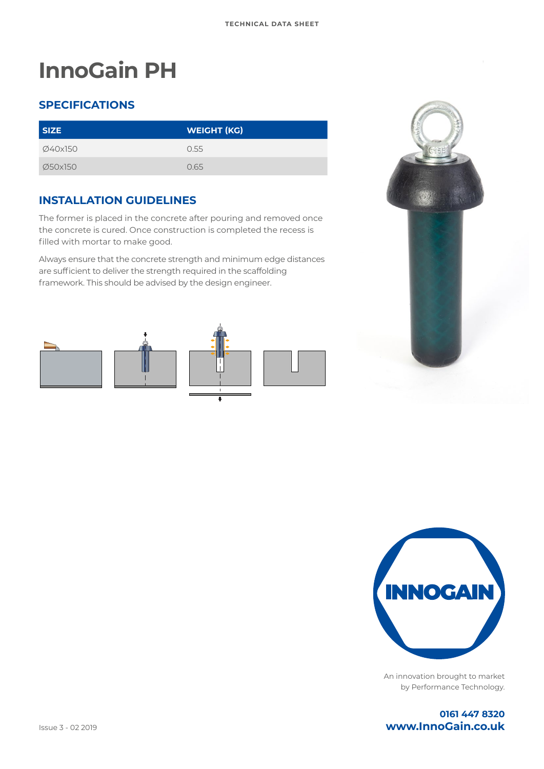# InnoGain PH

## SPECIFICATIONS

| SIZE | WEIGHT (KG) |
|---|---|
| Ø40x150 | 0.55 |
| Ø50x150 | 0.65 |

## INSTALLATION GUIDELINES

The former is placed in the concrete after pouring and removed once the concrete is cured. Once construction is completed the recess is filled with mortar to make good.

Always ensure that the concrete strength and minimum edge distances are sufficient to deliver the strength required in the scaffolding framework. This should be advised by the design engineer.

INNOGAIN

An innovation brought to market by Performance Technology.

**0161 447 8320**
**www.InnoGain.co.uk**

Issue 3 - 02 2019